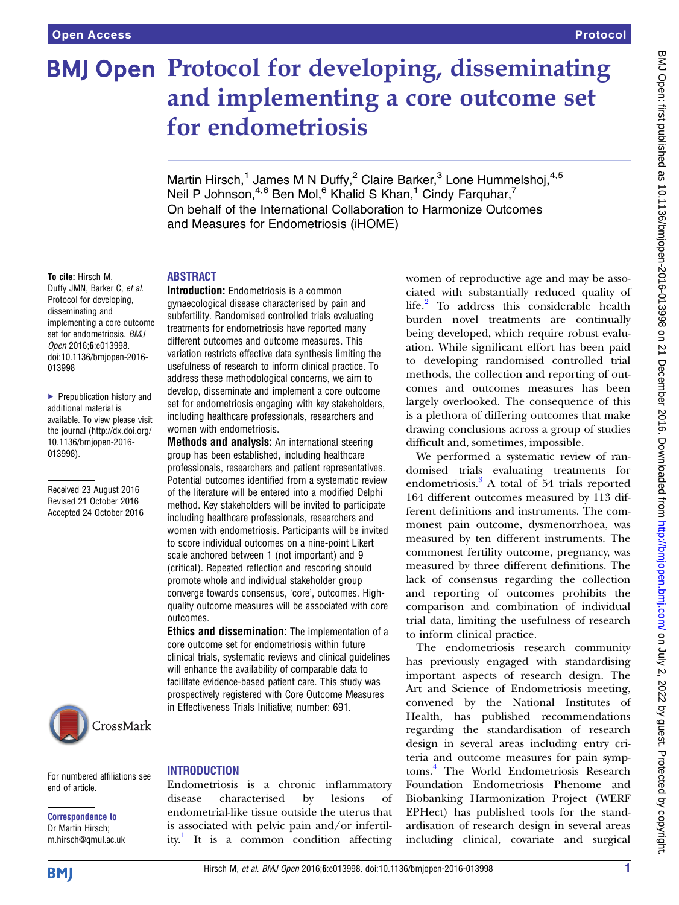# Protocol for developing, disseminating and implementing a core outcome set for endometriosis

Martin Hirsch,[1] James M N Duffy,[2] Claire Barker,[3] Lone Hummelshoj,[4,5] Neil P Johnson,[4,6] Ben Mol,[6] Khalid S Khan,[1] Cindy Farquhar,[7]
On behalf of the International Collaboration to Harmonize Outcomes and Measures for Endometriosis (iHOME)

**To cite:** Hirsch M, Duffy JMN, Barker C, *et al.* Protocol for developing, disseminating and implementing a core outcome set for endometriosis. *BMJ Open* 2016;**6**:e013998. doi:10.1136/bmjopen-2016-013998

▸ Prepublication history and additional material is available. To view please visit the journal (http://dx.doi.org/10.1136/bmjopen-2016-013998).

Received 23 August 2016
Revised 21 October 2016
Accepted 24 October 2016

## ABSTRACT

**Introduction:** Endometriosis is a common gynaecological disease characterised by pain and subfertility. Randomised controlled trials evaluating treatments for endometriosis have reported many different outcomes and outcome measures. This variation restricts effective data synthesis limiting the usefulness of research to inform clinical practice. To address these methodological concerns, we aim to develop, disseminate and implement a core outcome set for endometriosis engaging with key stakeholders, including healthcare professionals, researchers and women with endometriosis.

**Methods and analysis:** An international steering group has been established, including healthcare professionals, researchers and patient representatives. Potential outcomes identified from a systematic review of the literature will be entered into a modified Delphi method. Key stakeholders will be invited to participate including healthcare professionals, researchers and women with endometriosis. Participants will be invited to score individual outcomes on a nine-point Likert scale anchored between 1 (not important) and 9 (critical). Repeated reflection and rescoring should promote whole and individual stakeholder group converge towards consensus, 'core', outcomes. High-quality outcome measures will be associated with core outcomes.

**Ethics and dissemination:** The implementation of a core outcome set for endometriosis within future clinical trials, systematic reviews and clinical guidelines will enhance the availability of comparable data to facilitate evidence-based patient care. This study was prospectively registered with Core Outcome Measures in Effectiveness Trials Initiative; number: 691.

## INTRODUCTION

Endometriosis is a chronic inflammatory disease characterised by lesions of endometrial-like tissue outside the uterus that is associated with pelvic pain and/or infertility.[1] It is a common condition affecting women of reproductive age and may be associated with substantially reduced quality of life.[2] To address this considerable health burden novel treatments are continually being developed, which require robust evaluation. While significant effort has been paid to developing randomised controlled trial methods, the collection and reporting of outcomes and outcomes measures has been largely overlooked. The consequence of this is a plethora of differing outcomes that make drawing conclusions across a group of studies difficult and, sometimes, impossible.

We performed a systematic review of randomised trials evaluating treatments for endometriosis.[3] A total of 54 trials reported 164 different outcomes measured by 113 different definitions and instruments. The commonest pain outcome, dysmenorrhoea, was measured by ten different instruments. The commonest fertility outcome, pregnancy, was measured by three different definitions. The lack of consensus regarding the collection and reporting of outcomes prohibits the comparison and combination of individual trial data, limiting the usefulness of research to inform clinical practice.

The endometriosis research community has previously engaged with standardising important aspects of research design. The Art and Science of Endometriosis meeting, convened by the National Institutes of Health, has published recommendations regarding the standardisation of research design in several areas including entry criteria and outcome measures for pain symptoms.[4] The World Endometriosis Research Foundation Endometriosis Phenome and Biobanking Harmonization Project (WERF EPHect) has published tools for the standardisation of research design in several areas including clinical, covariate and surgical

For numbered affiliations see end of article.

**Correspondence to**
Dr Martin Hirsch;
m.hirsch@qmul.ac.uk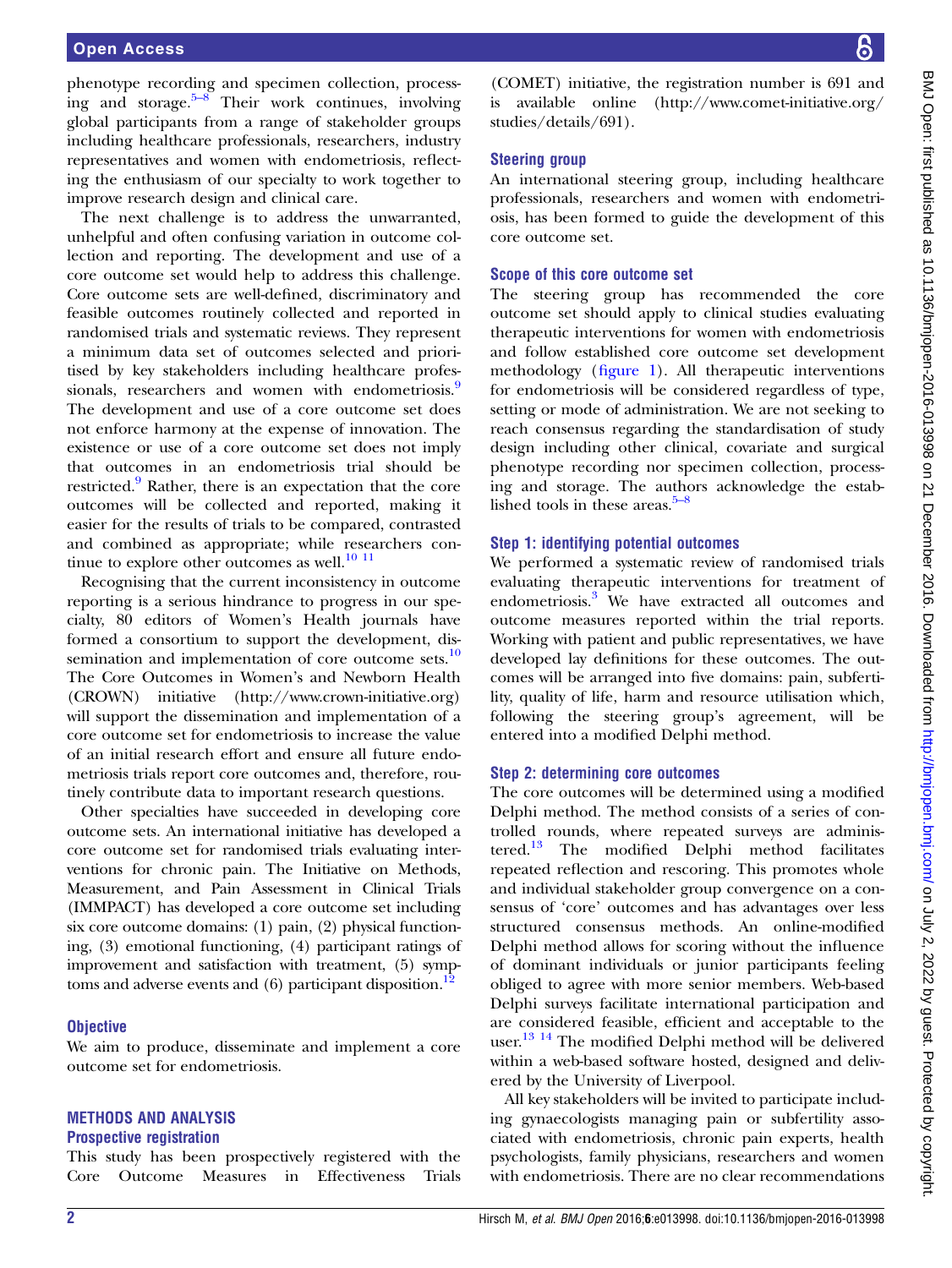phenotype recording and specimen collection, processing and storage.[5–8] Their work continues, involving global participants from a range of stakeholder groups including healthcare professionals, researchers, industry representatives and women with endometriosis, reflecting the enthusiasm of our specialty to work together to improve research design and clinical care.

The next challenge is to address the unwarranted, unhelpful and often confusing variation in outcome collection and reporting. The development and use of a core outcome set would help to address this challenge. Core outcome sets are well-defined, discriminatory and feasible outcomes routinely collected and reported in randomised trials and systematic reviews. They represent a minimum data set of outcomes selected and prioritised by key stakeholders including healthcare professionals, researchers and women with endometriosis.[9] The development and use of a core outcome set does not enforce harmony at the expense of innovation. The existence or use of a core outcome set does not imply that outcomes in an endometriosis trial should be restricted.[9] Rather, there is an expectation that the core outcomes will be collected and reported, making it easier for the results of trials to be compared, contrasted and combined as appropriate; while researchers continue to explore other outcomes as well.[10 11]

Recognising that the current inconsistency in outcome reporting is a serious hindrance to progress in our specialty, 80 editors of Women's Health journals have formed a consortium to support the development, dissemination and implementation of core outcome sets.[10] The Core Outcomes in Women's and Newborn Health (CROWN) initiative (http://www.crown-initiative.org) will support the dissemination and implementation of a core outcome set for endometriosis to increase the value of an initial research effort and ensure all future endometriosis trials report core outcomes and, therefore, routinely contribute data to important research questions.

Other specialties have succeeded in developing core outcome sets. An international initiative has developed a core outcome set for randomised trials evaluating interventions for chronic pain. The Initiative on Methods, Measurement, and Pain Assessment in Clinical Trials (IMMPACT) has developed a core outcome set including six core outcome domains: (1) pain, (2) physical functioning, (3) emotional functioning, (4) participant ratings of improvement and satisfaction with treatment, (5) symptoms and adverse events and (6) participant disposition.[12]

### Objective

We aim to produce, disseminate and implement a core outcome set for endometriosis.

## METHODS AND ANALYSIS

### Prospective registration

This study has been prospectively registered with the Core Outcome Measures in Effectiveness Trials (COMET) initiative, the registration number is 691 and is available online (http://www.comet-initiative.org/studies/details/691).

### Steering group

An international steering group, including healthcare professionals, researchers and women with endometriosis, has been formed to guide the development of this core outcome set.

### Scope of this core outcome set

The steering group has recommended the core outcome set should apply to clinical studies evaluating therapeutic interventions for women with endometriosis and follow established core outcome set development methodology (figure 1). All therapeutic interventions for endometriosis will be considered regardless of type, setting or mode of administration. We are not seeking to reach consensus regarding the standardisation of study design including other clinical, covariate and surgical phenotype recording nor specimen collection, processing and storage. The authors acknowledge the established tools in these areas.[5–8]

### Step 1: identifying potential outcomes

We performed a systematic review of randomised trials evaluating therapeutic interventions for treatment of endometriosis.[3] We have extracted all outcomes and outcome measures reported within the trial reports. Working with patient and public representatives, we have developed lay definitions for these outcomes. The outcomes will be arranged into five domains: pain, subfertility, quality of life, harm and resource utilisation which, following the steering group's agreement, will be entered into a modified Delphi method.

### Step 2: determining core outcomes

The core outcomes will be determined using a modified Delphi method. The method consists of a series of controlled rounds, where repeated surveys are administered.[13] The modified Delphi method facilitates repeated reflection and rescoring. This promotes whole and individual stakeholder group convergence on a consensus of 'core' outcomes and has advantages over less structured consensus methods. An online-modified Delphi method allows for scoring without the influence of dominant individuals or junior participants feeling obliged to agree with more senior members. Web-based Delphi surveys facilitate international participation and are considered feasible, efficient and acceptable to the user.[13 14] The modified Delphi method will be delivered within a web-based software hosted, designed and delivered by the University of Liverpool.

All key stakeholders will be invited to participate including gynaecologists managing pain or subfertility associated with endometriosis, chronic pain experts, health psychologists, family physicians, researchers and women with endometriosis. There are no clear recommendations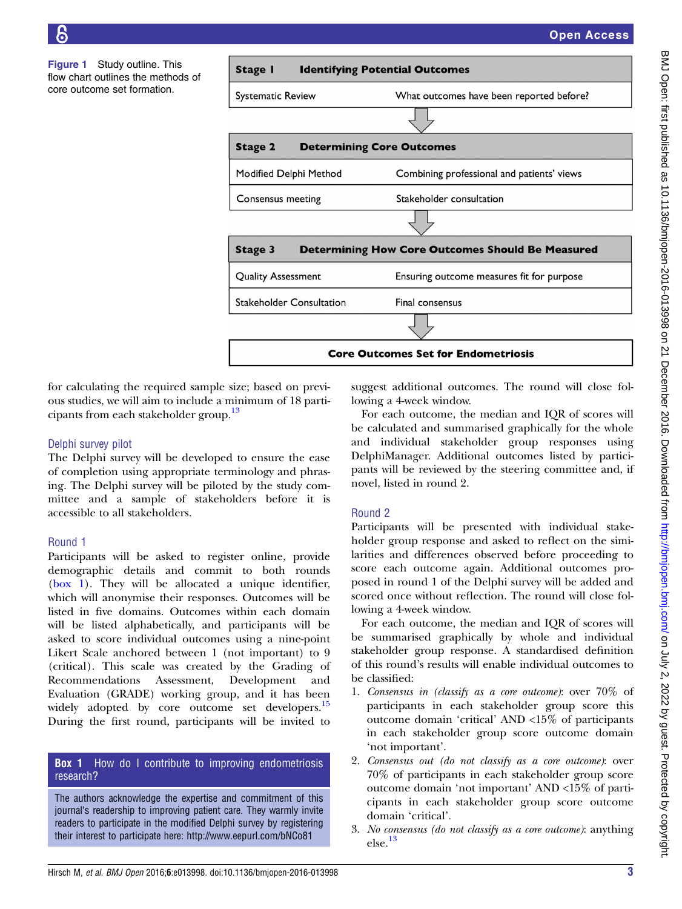**Figure 1** Study outline. This flow chart outlines the methods of core outcome set formation.

| **Stage 1** | **Identifying Potential Outcomes** |
| --- | --- |
| Systematic Review | What outcomes have been reported before? |

| **Stage 2** | **Determining Core Outcomes** |
| --- | --- |
| Modified Delphi Method | Combining professional and patients' views |
| Consensus meeting | Stakeholder consultation |

| **Stage 3** | **Determining How Core Outcomes Should Be Measured** |
| --- | --- |
| Quality Assessment | Ensuring outcome measures fit for purpose |
| Stakeholder Consultation | Final consensus |

**Core Outcomes Set for Endometriosis**

for calculating the required sample size; based on previous studies, we will aim to include a minimum of 18 participants from each stakeholder group.[13]

### Delphi survey pilot

The Delphi survey will be developed to ensure the ease of completion using appropriate terminology and phrasing. The Delphi survey will be piloted by the study committee and a sample of stakeholders before it is accessible to all stakeholders.

### Round 1

Participants will be asked to register online, provide demographic details and commit to both rounds (box 1). They will be allocated a unique identifier, which will anonymise their responses. Outcomes will be listed in five domains. Outcomes within each domain will be listed alphabetically, and participants will be asked to score individual outcomes using a nine-point Likert Scale anchored between 1 (not important) to 9 (critical). This scale was created by the Grading of Recommendations Assessment, Development and Evaluation (GRADE) working group, and it has been widely adopted by core outcome set developers.[15] During the first round, participants will be invited to suggest additional outcomes. The round will close following a 4-week window.

For each outcome, the median and IQR of scores will be calculated and summarised graphically for the whole and individual stakeholder group responses using DelphiManager. Additional outcomes listed by participants will be reviewed by the steering committee and, if novel, listed in round 2.

> **Box 1** How do I contribute to improving endometriosis research?
>
> The authors acknowledge the expertise and commitment of this journal's readership to improving patient care. They warmly invite readers to participate in the modified Delphi survey by registering their interest to participate here: http://www.eepurl.com/bNCo81

### Round 2

Participants will be presented with individual stakeholder group response and asked to reflect on the similarities and differences observed before proceeding to score each outcome again. Additional outcomes proposed in round 1 of the Delphi survey will be added and scored once without reflection. The round will close following a 4-week window.

For each outcome, the median and IQR of scores will be summarised graphically by whole and individual stakeholder group response. A standardised definition of this round's results will enable individual outcomes to be classified:

1. *Consensus in (classify as a core outcome)*: over 70% of participants in each stakeholder group score this outcome domain 'critical' AND <15% of participants in each stakeholder group score outcome domain 'not important'.
2. *Consensus out (do not classify as a core outcome)*: over 70% of participants in each stakeholder group score outcome domain 'not important' AND <15% of participants in each stakeholder group score outcome domain 'critical'.
3. *No consensus (do not classify as a core outcome)*: anything else.[13]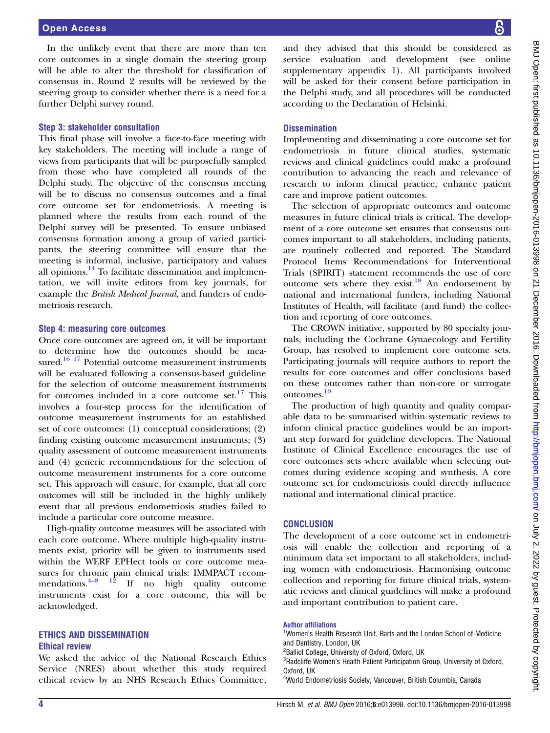In the unlikely event that there are more than ten core outcomes in a single domain the steering group will be able to alter the threshold for classification of consensus in. Round 2 results will be reviewed by the steering group to consider whether there is a need for a further Delphi survey round.

### Step 3: stakeholder consultation

This final phase will involve a face-to-face meeting with key stakeholders. The meeting will include a range of views from participants that will be purposefully sampled from those who have completed all rounds of the Delphi study. The objective of the consensus meeting will be to discuss no consensus outcomes and a final core outcome set for endometriosis. A meeting is planned where the results from each round of the Delphi survey will be presented. To ensure unbiased consensus formation among a group of varied participants, the steering committee will ensure that the meeting is informal, inclusive, participatory and values all opinions.[14] To facilitate dissemination and implementation, we will invite editors from key journals, for example the *British Medical Journal*, and funders of endometriosis research.

### Step 4: measuring core outcomes

Once core outcomes are agreed on, it will be important to determine how the outcomes should be measured.[16 17] Potential outcome measurement instruments will be evaluated following a consensus-based guideline for the selection of outcome measurement instruments for outcomes included in a core outcome set.[17] This involves a four-step process for the identification of outcome measurement instruments for an established set of core outcomes: (1) conceptual considerations; (2) finding existing outcome measurement instruments; (3) quality assessment of outcome measurement instruments and (4) generic recommendations for the selection of outcome measurement instruments for a core outcome set. This approach will ensure, for example, that all core outcomes will still be included in the highly unlikely event that all previous endometriosis studies failed to include a particular core outcome measure.

High-quality outcome measures will be associated with each core outcome. Where multiple high-quality instruments exist, priority will be given to instruments used within the WERF EPHect tools or core outcome measures for chronic pain clinical trials: IMMPACT recommendations.[4–8 12] If no high quality outcome instruments exist for a core outcome, this will be acknowledged.

## ETHICS AND DISSEMINATION

### Ethical review

We asked the advice of the National Research Ethics Service (NRES) about whether this study required ethical review by an NHS Research Ethics Committee, and they advised that this should be considered as service evaluation and development (see online supplementary appendix 1). All participants involved will be asked for their consent before participation in the Delphi study, and all procedures will be conducted according to the Declaration of Helsinki.

### Dissemination

Implementing and disseminating a core outcome set for endometriosis in future clinical studies, systematic reviews and clinical guidelines could make a profound contribution to advancing the reach and relevance of research to inform clinical practice, enhance patient care and improve patient outcomes.

The selection of appropriate outcomes and outcome measures in future clinical trials is critical. The development of a core outcome set ensures that consensus outcomes important to all stakeholders, including patients, are routinely collected and reported. The Standard Protocol Items Recommendations for Interventional Trials (SPIRIT) statement recommends the use of core outcome sets where they exist.[18] An endorsement by national and international funders, including National Institutes of Health, will facilitate (and fund) the collection and reporting of core outcomes.

The CROWN initiative, supported by 80 specialty journals, including the Cochrane Gynaecology and Fertility Group, has resolved to implement core outcome sets. Participating journals will require authors to report the results for core outcomes and offer conclusions based on these outcomes rather than non-core or surrogate outcomes.[10]

The production of high quantity and quality comparable data to be summarised within systematic reviews to inform clinical practice guidelines would be an important step forward for guideline developers. The National Institute of Clinical Excellence encourages the use of core outcomes sets where available when selecting outcomes during evidence scoping and synthesis. A core outcome set for endometriosis could directly influence national and international clinical practice.

## CONCLUSION

The development of a core outcome set in endometriosis will enable the collection and reporting of a minimum data set important to all stakeholders, including women with endometriosis. Harmonising outcome collection and reporting for future clinical trials, systematic reviews and clinical guidelines will make a profound and important contribution to patient care.

**Author affiliations**

[1]Women's Health Research Unit, Barts and the London School of Medicine and Dentistry, London, UK

[2]Balliol College, University of Oxford, Oxford, UK

[3]Radcliffe Women's Health Patient Participation Group, University of Oxford, Oxford, UK

[4]World Endometriosis Society, Vancouver, British Columbia, Canada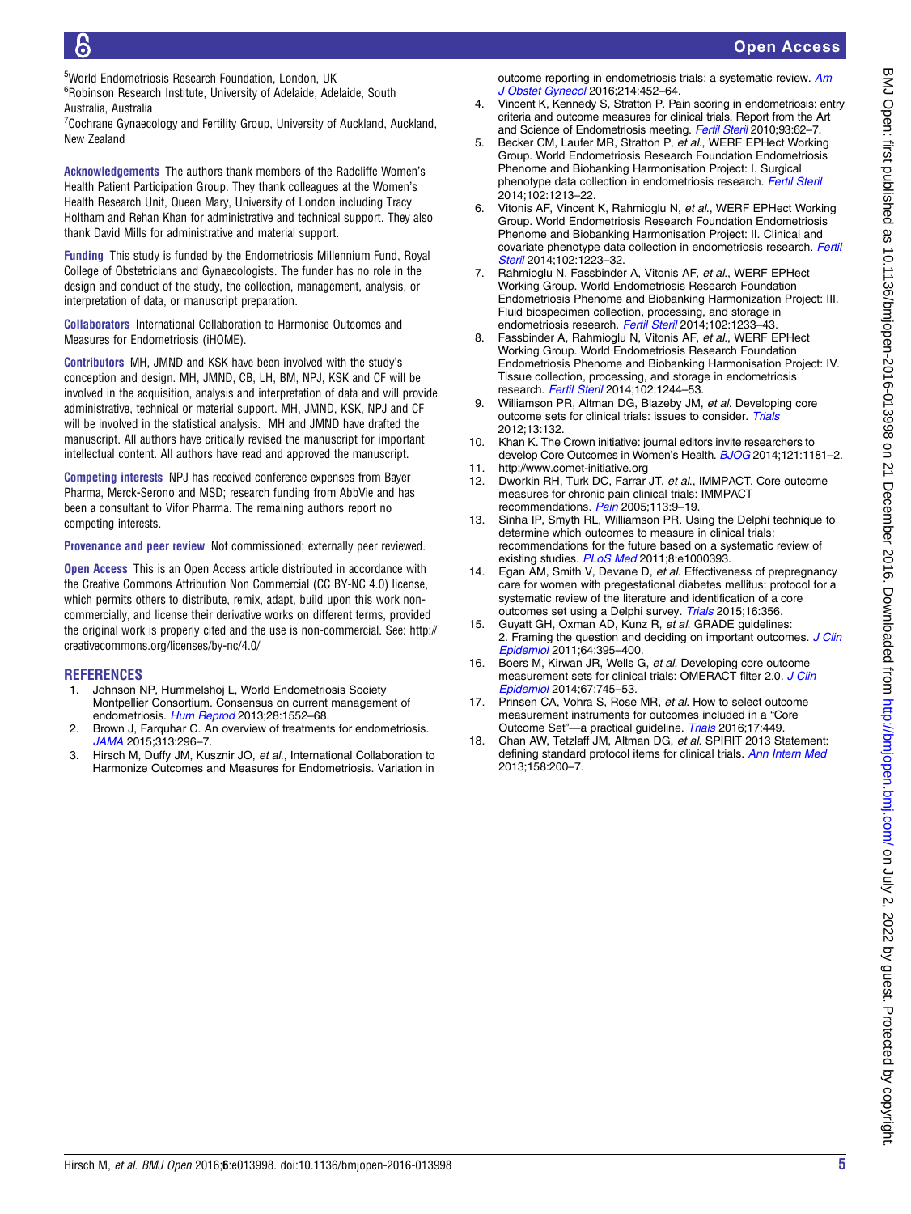[5]World Endometriosis Research Foundation, London, UK
[6]Robinson Research Institute, University of Adelaide, Adelaide, South Australia, Australia
[7]Cochrane Gynaecology and Fertility Group, University of Auckland, Auckland, New Zealand

**Acknowledgements** The authors thank members of the Radcliffe Women's Health Patient Participation Group. They thank colleagues at the Women's Health Research Unit, Queen Mary, University of London including Tracy Holtham and Rehan Khan for administrative and technical support. They also thank David Mills for administrative and material support.

**Funding** This study is funded by the Endometriosis Millennium Fund, Royal College of Obstetricians and Gynaecologists. The funder has no role in the design and conduct of the study, the collection, management, analysis, or interpretation of data, or manuscript preparation.

**Collaborators** International Collaboration to Harmonise Outcomes and Measures for Endometriosis (iHOME).

**Contributors** MH, JMND and KSK have been involved with the study's conception and design. MH, JMND, CB, LH, BM, NPJ, KSK and CF will be involved in the acquisition, analysis and interpretation of data and will provide administrative, technical or material support. MH, JMND, KSK, NPJ and CF will be involved in the statistical analysis. MH and JMND have drafted the manuscript. All authors have critically revised the manuscript for important intellectual content. All authors have read and approved the manuscript.

**Competing interests** NPJ has received conference expenses from Bayer Pharma, Merck-Serono and MSD; research funding from AbbVie and has been a consultant to Vifor Pharma. The remaining authors report no competing interests.

**Provenance and peer review** Not commissioned; externally peer reviewed.

**Open Access** This is an Open Access article distributed in accordance with the Creative Commons Attribution Non Commercial (CC BY-NC 4.0) license, which permits others to distribute, remix, adapt, build upon this work non-commercially, and license their derivative works on different terms, provided the original work is properly cited and the use is non-commercial. See: http://creativecommons.org/licenses/by-nc/4.0/

## REFERENCES

1. Johnson NP, Hummelshoj L, World Endometriosis Society Montpellier Consortium. Consensus on current management of endometriosis. *Hum Reprod* 2013;28:1552–68.
2. Brown J, Farquhar C. An overview of treatments for endometriosis. *JAMA* 2015;313:296–7.
3. Hirsch M, Duffy JM, Kusznir JO, *et al*., International Collaboration to Harmonize Outcomes and Measures for Endometriosis. Variation in outcome reporting in endometriosis trials: a systematic review. *Am J Obstet Gynecol* 2016;214:452–64.
4. Vincent K, Kennedy S, Stratton P. Pain scoring in endometriosis: entry criteria and outcome measures for clinical trials. Report from the Art and Science of Endometriosis meeting. *Fertil Steril* 2010;93:62–7.
5. Becker CM, Laufer MR, Stratton P, *et al*., WERF EPHect Working Group. World Endometriosis Research Foundation Endometriosis Phenome and Biobanking Harmonisation Project: I. Surgical phenotype data collection in endometriosis research. *Fertil Steril* 2014;102:1213–22.
6. Vitonis AF, Vincent K, Rahmioglu N, *et al*., WERF EPHect Working Group. World Endometriosis Research Foundation Endometriosis Phenome and Biobanking Harmonisation Project: II. Clinical and covariate phenotype data collection in endometriosis research. *Fertil Steril* 2014;102:1223–32.
7. Rahmioglu N, Fassbinder A, Vitonis AF, *et al*., WERF EPHect Working Group. World Endometriosis Research Foundation Endometriosis Phenome and Biobanking Harmonization Project: III. Fluid biospecimen collection, processing, and storage in endometriosis research. *Fertil Steril* 2014;102:1233–43.
8. Fassbinder A, Rahmioglu N, Vitonis AF, *et al*., WERF EPHect Working Group. World Endometriosis Research Foundation Endometriosis Phenome and Biobanking Harmonisation Project: IV. Tissue collection, processing, and storage in endometriosis research. *Fertil Steril* 2014;102:1244–53.
9. Williamson PR, Altman DG, Blazeby JM, *et al*. Developing core outcome sets for clinical trials: issues to consider. *Trials* 2012;13:132.
10. Khan K. The Crown initiative: journal editors invite researchers to develop Core Outcomes in Women's Health. *BJOG* 2014;121:1181–2.
11. http://www.comet-initiative.org
12. Dworkin RH, Turk DC, Farrar JT, *et al*., IMMPACT. Core outcome measures for chronic pain clinical trials: IMMPACT recommendations. *Pain* 2005;113:9–19.
13. Sinha IP, Smyth RL, Williamson PR. Using the Delphi technique to determine which outcomes to measure in clinical trials: recommendations for the future based on a systematic review of existing studies. *PLoS Med* 2011;8:e1000393.
14. Egan AM, Smith V, Devane D, *et al*. Effectiveness of prepregnancy care for women with pregestational diabetes mellitus: protocol for a systematic review of the literature and identification of a core outcomes set using a Delphi survey. *Trials* 2015;16:356.
15. Guyatt GH, Oxman AD, Kunz R, *et al*. GRADE guidelines: 2. Framing the question and deciding on important outcomes. *J Clin Epidemiol* 2011;64:395–400.
16. Boers M, Kirwan JR, Wells G, *et al*. Developing core outcome measurement sets for clinical trials: OMERACT filter 2.0. *J Clin Epidemiol* 2014;67:745–53.
17. Prinsen CA, Vohra S, Rose MR, *et al*. How to select outcome measurement instruments for outcomes included in a "Core Outcome Set"—a practical guideline. *Trials* 2016;17:449.
18. Chan AW, Tetzlaff JM, Altman DG, *et al*. SPIRIT 2013 Statement: defining standard protocol items for clinical trials. *Ann Intern Med* 2013;158:200–7.